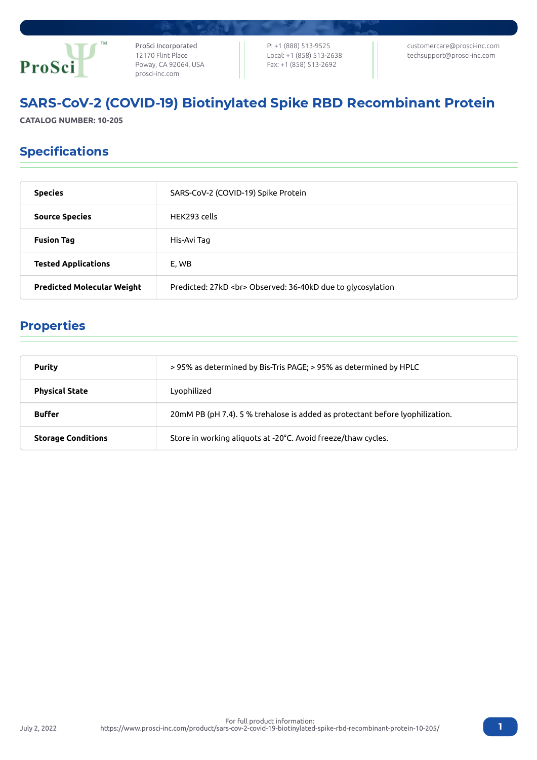ProSci Incorporated
12170 Flint Place
Poway, CA 92064, USA
prosci-inc.com

P: +1 (888) 513-9525
Local: +1 (858) 513-2638
Fax: +1 (858) 513-2692

customercare@prosci-inc.com
techsupport@prosci-inc.com

# SARS-CoV-2 (COVID-19) Biotinylated Spike RBD Recombinant Protein

**CATALOG NUMBER: 10-205**

## Specifications

| | |
|---|---|
| **Species** | SARS-CoV-2 (COVID-19) Spike Protein |
| **Source Species** | HEK293 cells |
| **Fusion Tag** | His-Avi Tag |
| **Tested Applications** | E, WB |
| **Predicted Molecular Weight** | Predicted: 27kD <br> Observed: 36-40kD due to glycosylation |

## Properties

| | |
|---|---|
| **Purity** | > 95% as determined by Bis-Tris PAGE; > 95% as determined by HPLC |
| **Physical State** | Lyophilized |
| **Buffer** | 20mM PB (pH 7.4). 5 % trehalose is added as protectant before lyophilization. |
| **Storage Conditions** | Store in working aliquots at -20°C. Avoid freeze/thaw cycles. |

July 2, 2022

For full product information:
https://www.prosci-inc.com/product/sars-cov-2-covid-19-biotinylated-spike-rbd-recombinant-protein-10-205/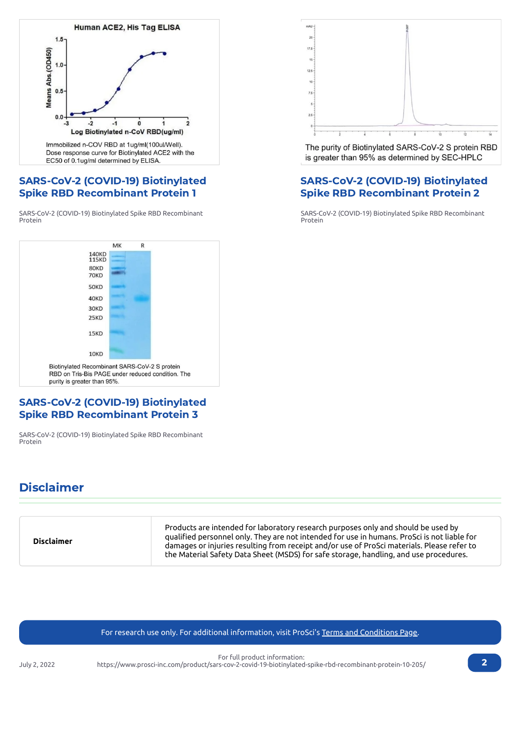Human ACE2, His Tag ELISA

Means Abs.(OD450)

1.5

1.0

0.5

0.0

-3 -2 -1 0 1 2

Log Biotinylated n-CoV RBD(ug/ml)

Immobilized n-COV RBD at 1ug/ml(100ul/Well). Dose response curve for Biotinylated ACE2 with the EC50 of 0.1ug/ml determined by ELISA.

## SARS-CoV-2 (COVID-19) Biotinylated Spike RBD Recombinant Protein 1

SARS-CoV-2 (COVID-19) Biotinylated Spike RBD Recombinant Protein

The purity of Biotinylated SARS-CoV-2 S protein RBD is greater than 95% as determined by SEC-HPLC

## SARS-CoV-2 (COVID-19) Biotinylated Spike RBD Recombinant Protein 2

SARS-CoV-2 (COVID-19) Biotinylated Spike RBD Recombinant Protein

MK R

140KD
115KD
80KD
70KD
50KD
40KD
30KD
25KD
15KD
10KD

Biotinylated Recombinant SARS-CoV-2 S protein RBD on Tris-Bis PAGE under reduced condition. The purity is greater than 95%.

## SARS-CoV-2 (COVID-19) Biotinylated Spike RBD Recombinant Protein 3

SARS-CoV-2 (COVID-19) Biotinylated Spike RBD Recombinant Protein

# Disclaimer

| | |
|---|---|
| **Disclaimer** | Products are intended for laboratory research purposes only and should be used by qualified personnel only. They are not intended for use in humans. ProSci is not liable for damages or injuries resulting from receipt and/or use of ProSci materials. Please refer to the Material Safety Data Sheet (MSDS) for safe storage, handling, and use procedures. |

For research use only. For additional information, visit ProSci's Terms and Conditions Page.

July 2, 2022

For full product information:
https://www.prosci-inc.com/product/sars-cov-2-covid-19-biotinylated-spike-rbd-recombinant-protein-10-205/